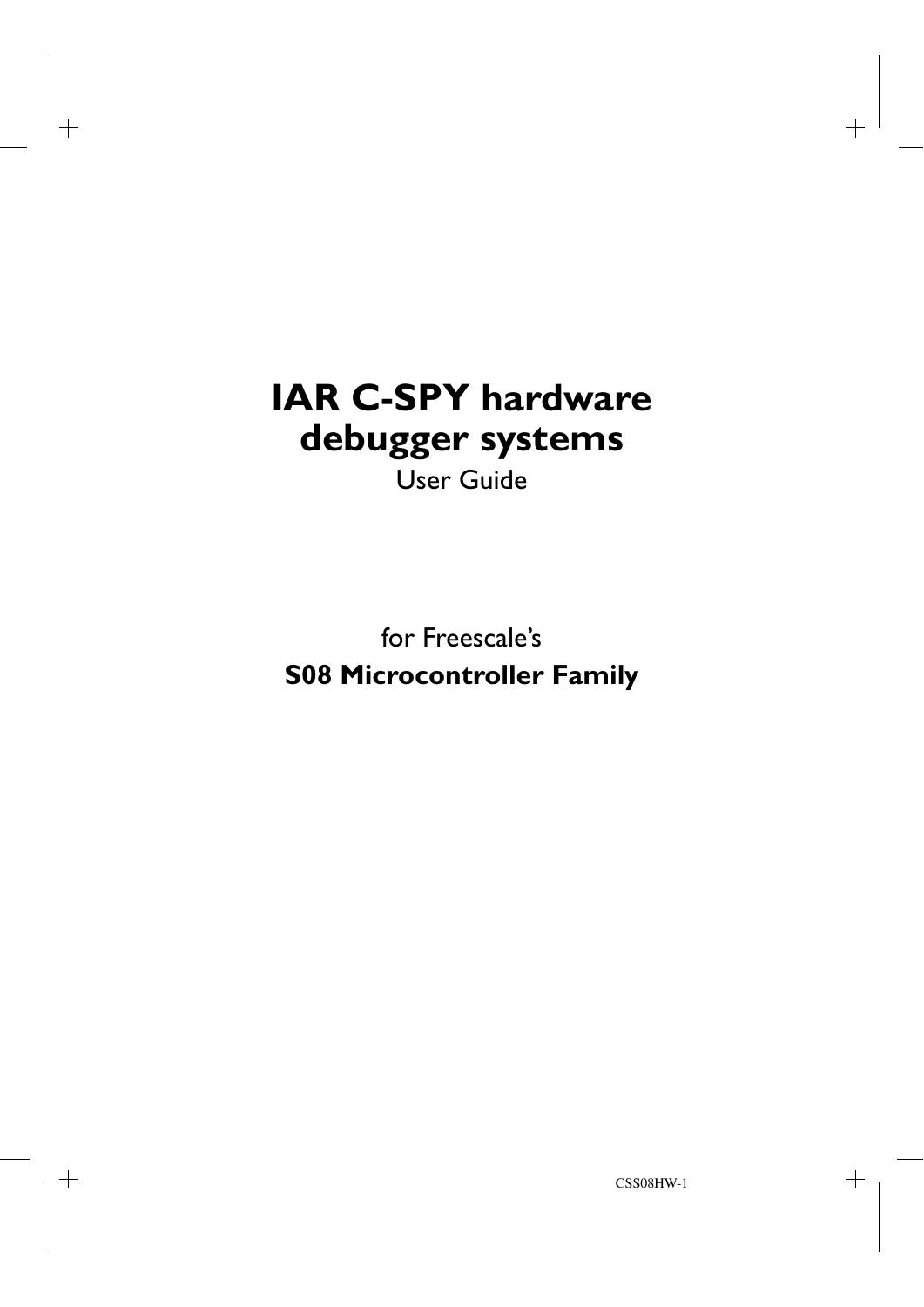# IAR C-SPY hardware debugger systems

User Guide

for Freescale's

**S08 Microcontroller Family**

CSS08HW-1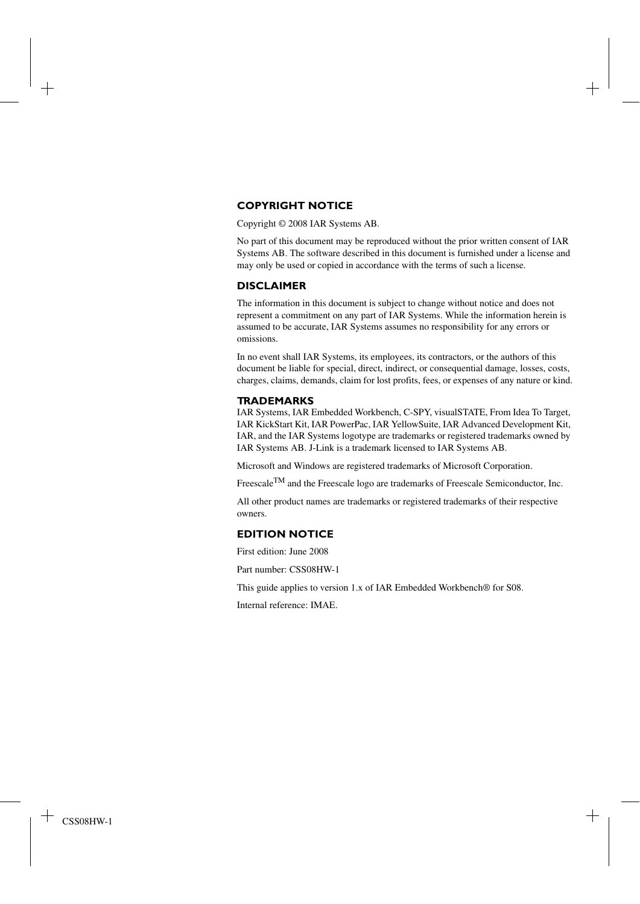## COPYRIGHT NOTICE

Copyright © 2008 IAR Systems AB.

No part of this document may be reproduced without the prior written consent of IAR Systems AB. The software described in this document is furnished under a license and may only be used or copied in accordance with the terms of such a license.

## DISCLAIMER

The information in this document is subject to change without notice and does not represent a commitment on any part of IAR Systems. While the information herein is assumed to be accurate, IAR Systems assumes no responsibility for any errors or omissions.

In no event shall IAR Systems, its employees, its contractors, or the authors of this document be liable for special, direct, indirect, or consequential damage, losses, costs, charges, claims, demands, claim for lost profits, fees, or expenses of any nature or kind.

## TRADEMARKS

IAR Systems, IAR Embedded Workbench, C-SPY, visualSTATE, From Idea To Target, IAR KickStart Kit, IAR PowerPac, IAR YellowSuite, IAR Advanced Development Kit, IAR, and the IAR Systems logotype are trademarks or registered trademarks owned by IAR Systems AB. J-Link is a trademark licensed to IAR Systems AB.

Microsoft and Windows are registered trademarks of Microsoft Corporation.

Freescale™ and the Freescale logo are trademarks of Freescale Semiconductor, Inc.

All other product names are trademarks or registered trademarks of their respective owners.

## EDITION NOTICE

First edition: June 2008

Part number: CSS08HW-1

This guide applies to version 1.x of IAR Embedded Workbench® for S08.

Internal reference: IMAE.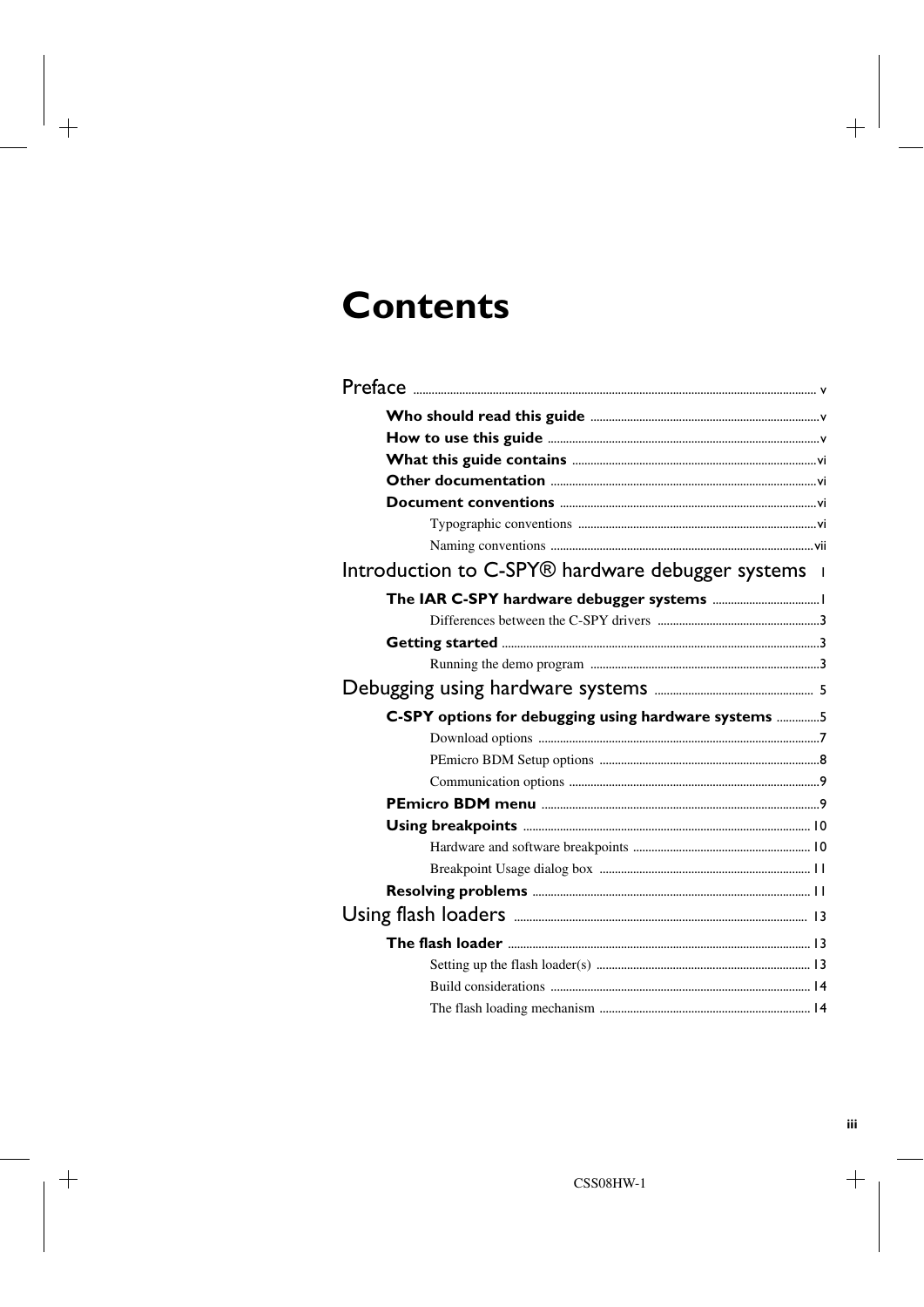# Contents

**Preface** ..... v

- **Who should read this guide** ..... v
- **How to use this guide** ..... v
- **What this guide contains** ..... vi
- **Other documentation** ..... vi
- **Document conventions** ..... vi
  - Typographic conventions ..... vi
  - Naming conventions ..... vii

**Introduction to C-SPY® hardware debugger systems** ..... 1

- **The IAR C-SPY hardware debugger systems** ..... 1
  - Differences between the C-SPY drivers ..... 3
- **Getting started** ..... 3
  - Running the demo program ..... 3

**Debugging using hardware systems** ..... 5

- **C-SPY options for debugging using hardware systems** ..... 5
  - Download options ..... 7
  - PEmicro BDM Setup options ..... 8
  - Communication options ..... 9
- **PEmicro BDM menu** ..... 9
- **Using breakpoints** ..... 10
  - Hardware and software breakpoints ..... 10
  - Breakpoint Usage dialog box ..... 11
- **Resolving problems** ..... 11

**Using flash loaders** ..... 13

- **The flash loader** ..... 13
  - Setting up the flash loader(s) ..... 13
  - Build considerations ..... 14
  - The flash loading mechanism ..... 14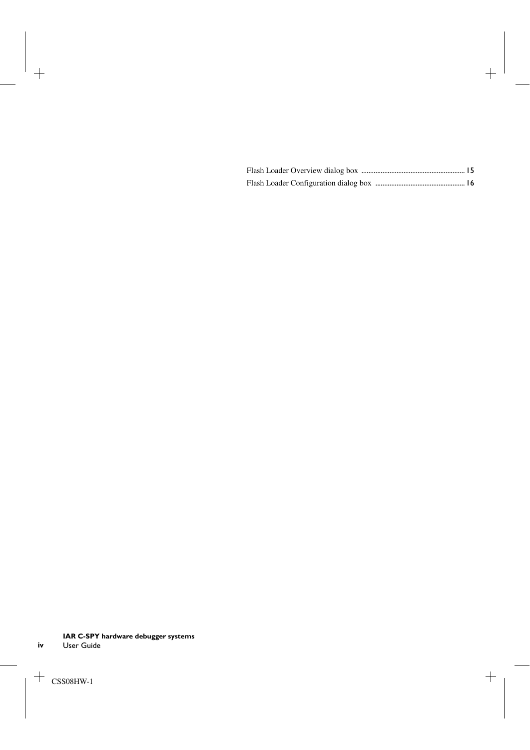Flash Loader Overview dialog box .......................................................... 15

Flash Loader Configuration dialog box .................................................. 16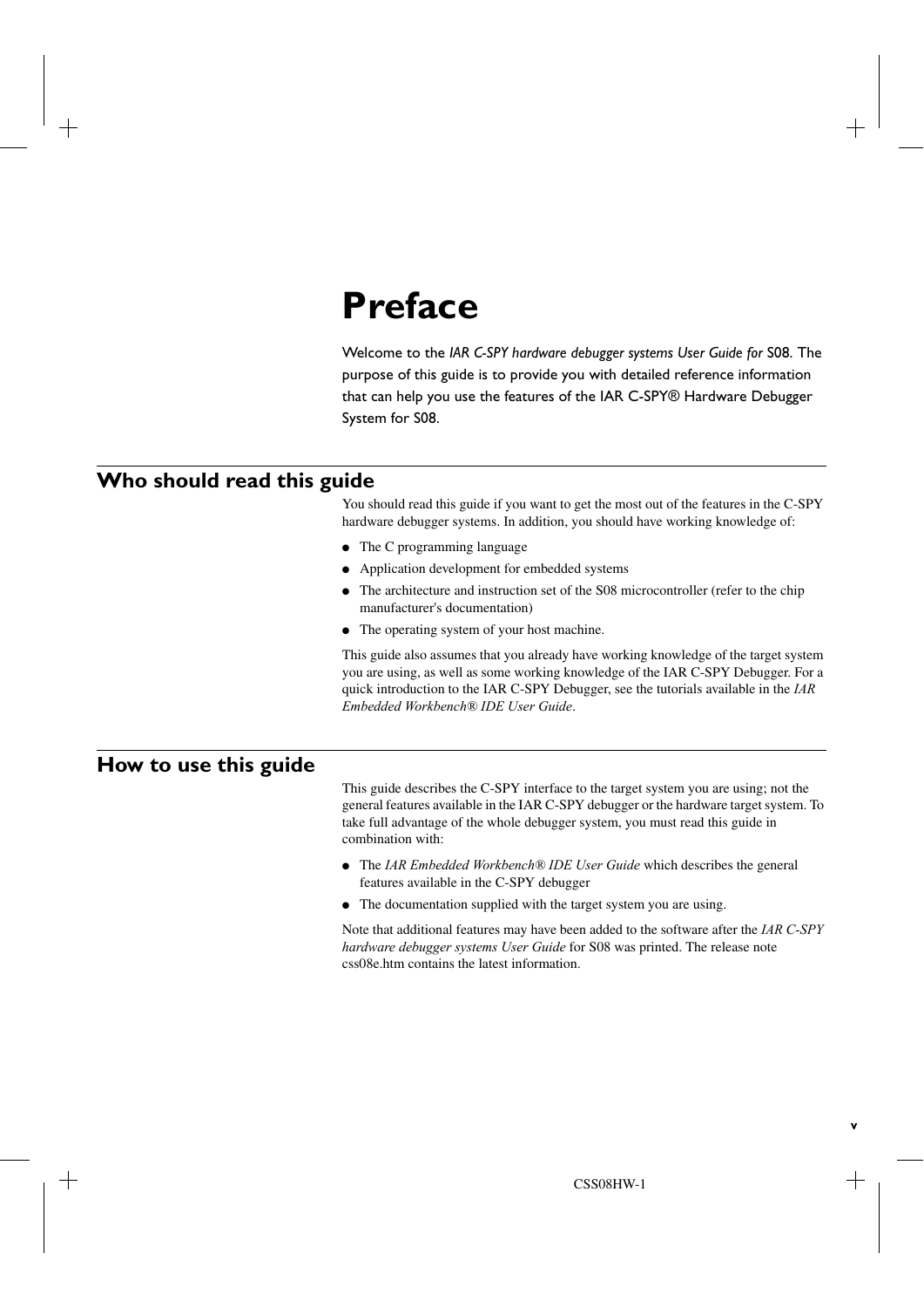# Preface

Welcome to the *IAR C-SPY hardware debugger systems User Guide for* S08. The purpose of this guide is to provide you with detailed reference information that can help you use the features of the IAR C-SPY® Hardware Debugger System for S08.

## Who should read this guide

You should read this guide if you want to get the most out of the features in the C-SPY hardware debugger systems. In addition, you should have working knowledge of:

- The C programming language
- Application development for embedded systems
- The architecture and instruction set of the S08 microcontroller (refer to the chip manufacturer's documentation)
- The operating system of your host machine.

This guide also assumes that you already have working knowledge of the target system you are using, as well as some working knowledge of the IAR C-SPY Debugger. For a quick introduction to the IAR C-SPY Debugger, see the tutorials available in the *IAR Embedded Workbench® IDE User Guide*.

## How to use this guide

This guide describes the C-SPY interface to the target system you are using; not the general features available in the IAR C-SPY debugger or the hardware target system. To take full advantage of the whole debugger system, you must read this guide in combination with:

- The *IAR Embedded Workbench® IDE User Guide* which describes the general features available in the C-SPY debugger
- The documentation supplied with the target system you are using.

Note that additional features may have been added to the software after the *IAR C-SPY hardware debugger systems User Guide* for S08 was printed. The release note css08e.htm contains the latest information.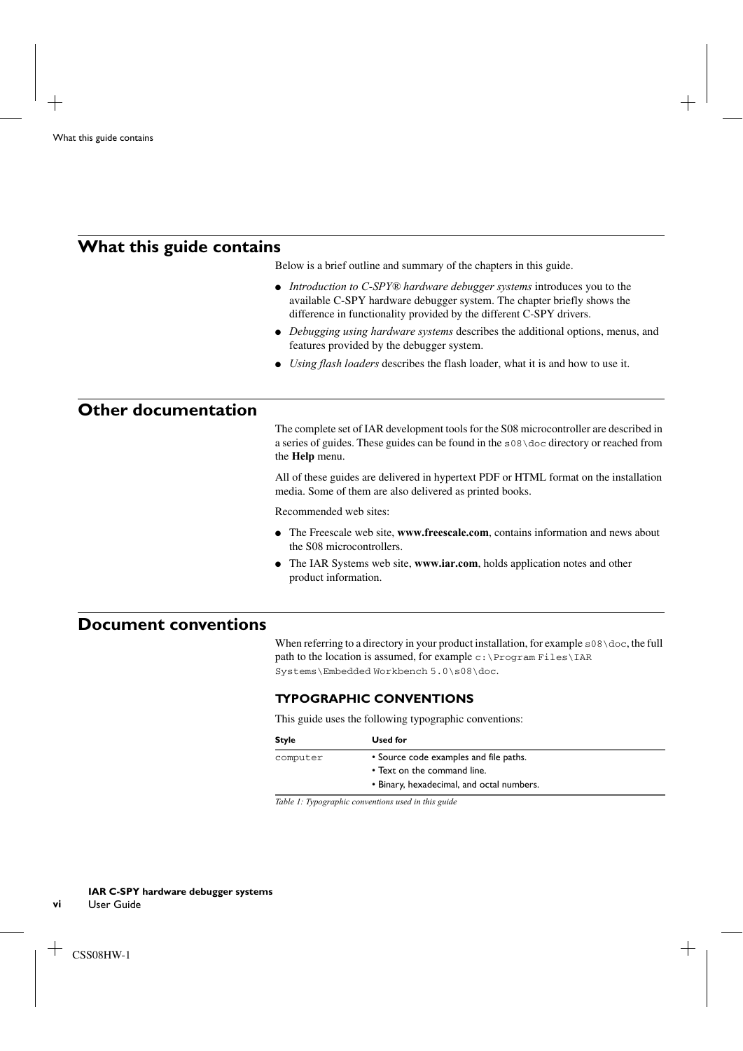## What this guide contains

Below is a brief outline and summary of the chapters in this guide.

- *Introduction to C-SPY® hardware debugger systems* introduces you to the available C-SPY hardware debugger system. The chapter briefly shows the difference in functionality provided by the different C-SPY drivers.
- *Debugging using hardware systems* describes the additional options, menus, and features provided by the debugger system.
- *Using flash loaders* describes the flash loader, what it is and how to use it.

## Other documentation

The complete set of IAR development tools for the S08 microcontroller are described in a series of guides. These guides can be found in the `s08\doc` directory or reached from the **Help** menu.

All of these guides are delivered in hypertext PDF or HTML format on the installation media. Some of them are also delivered as printed books.

Recommended web sites:

- The Freescale web site, **www.freescale.com**, contains information and news about the S08 microcontrollers.
- The IAR Systems web site, **www.iar.com**, holds application notes and other product information.

## Document conventions

When referring to a directory in your product installation, for example `s08\doc`, the full path to the location is assumed, for example `c:\Program Files\IAR Systems\Embedded Workbench 5.0\s08\doc`.

### TYPOGRAPHIC CONVENTIONS

This guide uses the following typographic conventions:

| Style | Used for |
|---|---|
| `computer` | • Source code examples and file paths.<br>• Text on the command line.<br>• Binary, hexadecimal, and octal numbers. |

*Table 1: Typographic conventions used in this guide*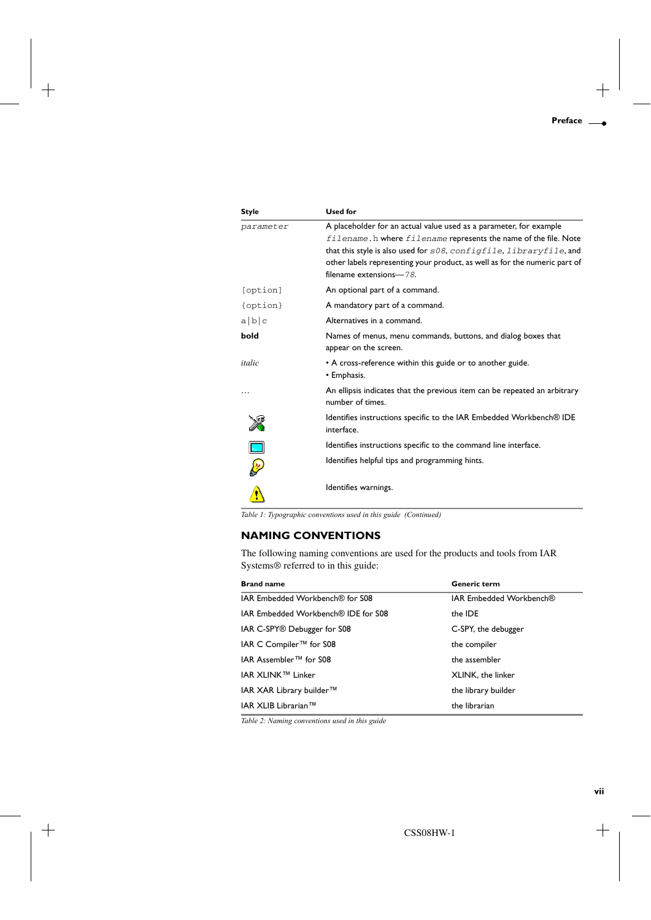| Style | Used for |
|---|---|
| `parameter` | A placeholder for an actual value used as a parameter, for example `filename.h` where `filename` represents the name of the file. Note that this style is also used for `s08`, `configfile`, `libraryfile`, and other labels representing your product, as well as for the numeric part of filename extensions—`78`. |
| `[option]` | An optional part of a command. |
| `{option}` | A mandatory part of a command. |
| `a\|b\|c` | Alternatives in a command. |
| **bold** | Names of menus, menu commands, buttons, and dialog boxes that appear on the screen. |
| *italic* | • A cross-reference within this guide or to another guide.<br>• Emphasis. |
| … | An ellipsis indicates that the previous item can be repeated an arbitrary number of times. |
| | Identifies instructions specific to the IAR Embedded Workbench® IDE interface. |
| | Identifies instructions specific to the command line interface. |
| | Identifies helpful tips and programming hints. |
| | Identifies warnings. |

*Table 1: Typographic conventions used in this guide (Continued)*

## NAMING CONVENTIONS

The following naming conventions are used for the products and tools from IAR Systems® referred to in this guide:

| Brand name | Generic term |
|---|---|
| IAR Embedded Workbench® for S08 | IAR Embedded Workbench® |
| IAR Embedded Workbench® IDE for S08 | the IDE |
| IAR C-SPY® Debugger for S08 | C-SPY, the debugger |
| IAR C Compiler™ for S08 | the compiler |
| IAR Assembler™ for S08 | the assembler |
| IAR XLINK™ Linker | XLINK, the linker |
| IAR XAR Library builder™ | the library builder |
| IAR XLIB Librarian™ | the librarian |

*Table 2: Naming conventions used in this guide*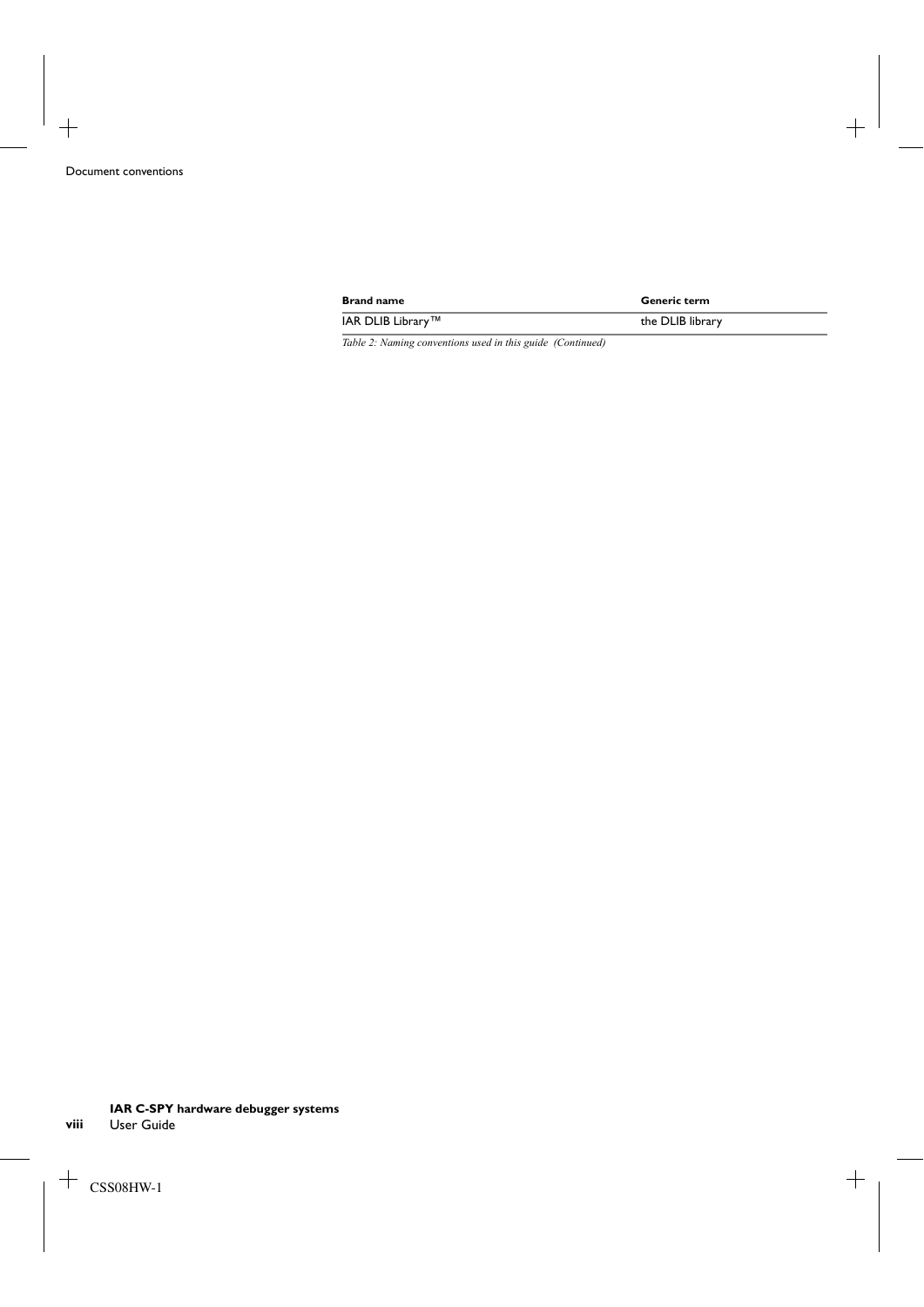| Brand name | Generic term |
| --- | --- |
| IAR DLIB Library™ | the DLIB library |

*Table 2: Naming conventions used in this guide (Continued)*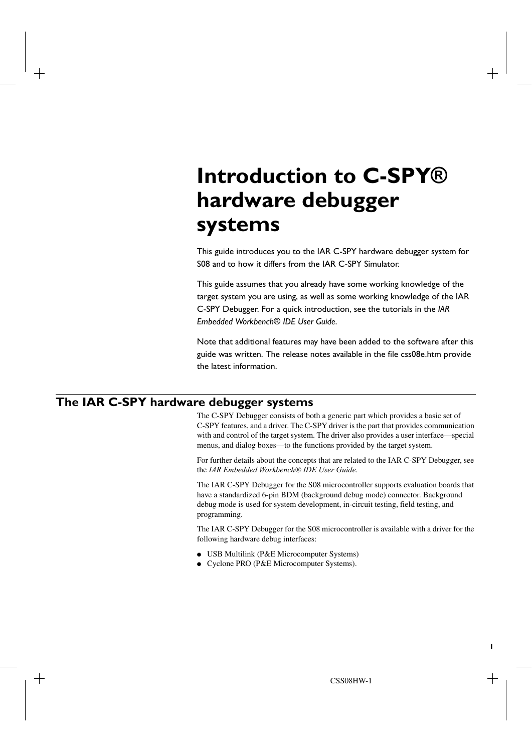# Introduction to C-SPY® hardware debugger systems

This guide introduces you to the IAR C-SPY hardware debugger system for S08 and to how it differs from the IAR C-SPY Simulator.

This guide assumes that you already have some working knowledge of the target system you are using, as well as some working knowledge of the IAR C-SPY Debugger. For a quick introduction, see the tutorials in the *IAR Embedded Workbench® IDE User Guide*.

Note that additional features may have been added to the software after this guide was written. The release notes available in the file css08e.htm provide the latest information.

## The IAR C-SPY hardware debugger systems

The C-SPY Debugger consists of both a generic part which provides a basic set of C-SPY features, and a driver. The C-SPY driver is the part that provides communication with and control of the target system. The driver also provides a user interface—special menus, and dialog boxes—to the functions provided by the target system.

For further details about the concepts that are related to the IAR C-SPY Debugger, see the *IAR Embedded Workbench® IDE User Guide*.

The IAR C-SPY Debugger for the S08 microcontroller supports evaluation boards that have a standardized 6-pin BDM (background debug mode) connector. Background debug mode is used for system development, in-circuit testing, field testing, and programming.

The IAR C-SPY Debugger for the S08 microcontroller is available with a driver for the following hardware debug interfaces:

- USB Multilink (P&E Microcomputer Systems)
- Cyclone PRO (P&E Microcomputer Systems).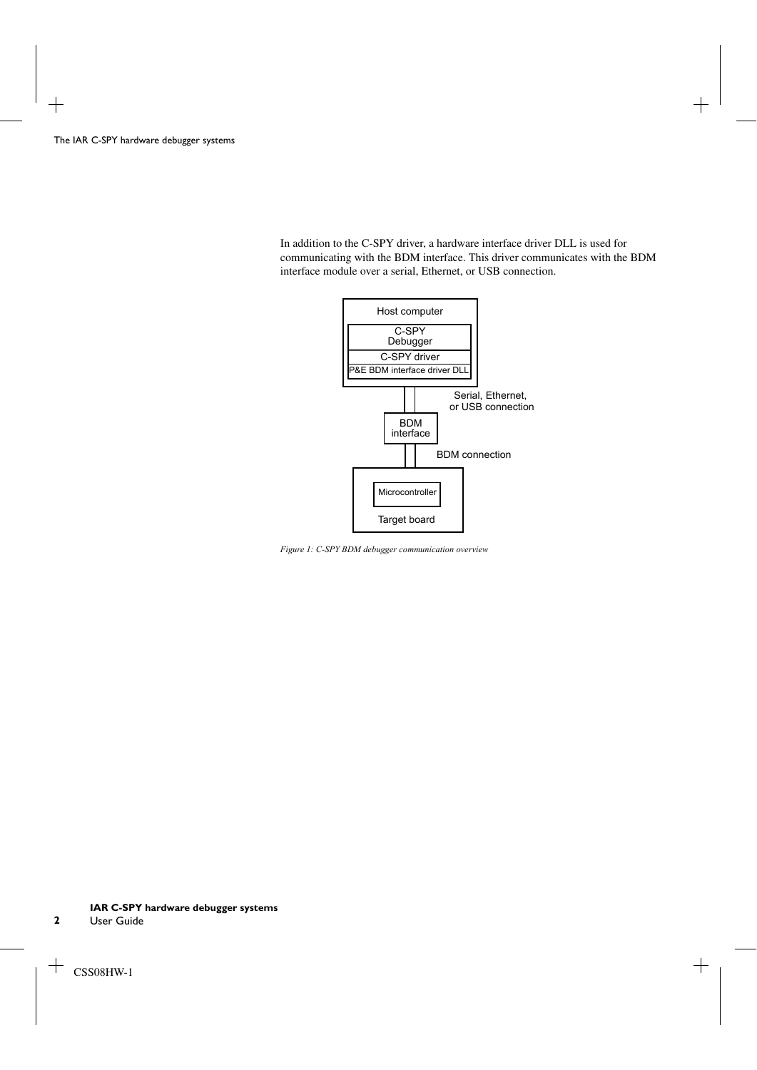In addition to the C-SPY driver, a hardware interface driver DLL is used for communicating with the BDM interface. This driver communicates with the BDM interface module over a serial, Ethernet, or USB connection.

Host computer

C-SPY Debugger

C-SPY driver

P&E BDM interface driver DLL

Serial, Ethernet, or USB connection

BDM interface

BDM connection

Microcontroller

Target board

*Figure 1: C-SPY BDM debugger communication overview*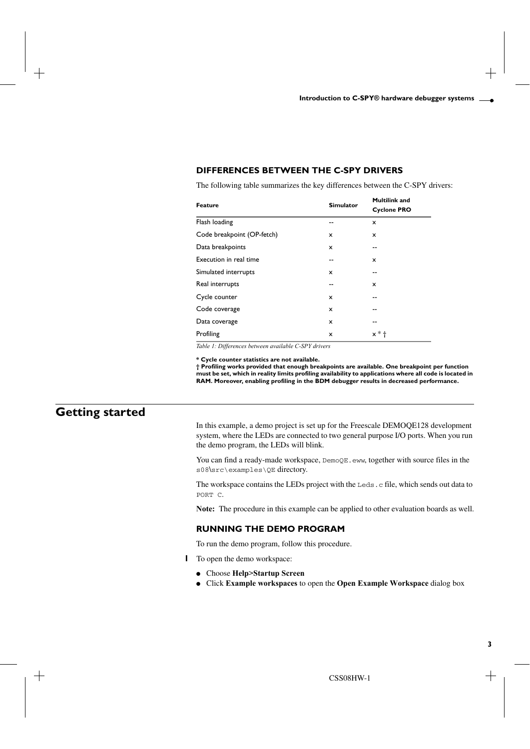### DIFFERENCES BETWEEN THE C-SPY DRIVERS

The following table summarizes the key differences between the C-SPY drivers:

| Feature | Simulator | Multilink and Cyclone PRO |
|---|---|---|
| Flash loading | -- | x |
| Code breakpoint (OP-fetch) | x | x |
| Data breakpoints | x | -- |
| Execution in real time | -- | x |
| Simulated interrupts | x | -- |
| Real interrupts | -- | x |
| Cycle counter | x | -- |
| Code coverage | x | -- |
| Data coverage | x | -- |
| Profiling | x | x * † |

*Table 1: Differences between available C-SPY drivers*

**\* Cycle counter statistics are not available.**
**† Profiling works provided that enough breakpoints are available. One breakpoint per function must be set, which in reality limits profiling availability to applications where all code is located in RAM. Moreover, enabling profiling in the BDM debugger results in decreased performance.**

## Getting started

In this example, a demo project is set up for the Freescale DEMOQE128 development system, where the LEDs are connected to two general purpose I/O ports. When you run the demo program, the LEDs will blink.

You can find a ready-made workspace, `DemoQE.eww`, together with source files in the `s08\src\examples\QE` directory.

The workspace contains the LEDs project with the `Leds.c` file, which sends out data to `PORT C`.

**Note:** The procedure in this example can be applied to other evaluation boards as well.

### RUNNING THE DEMO PROGRAM

To run the demo program, follow this procedure.

1 To open the demo workspace:

- Choose **Help>Startup Screen**
- Click **Example workspaces** to open the **Open Example Workspace** dialog box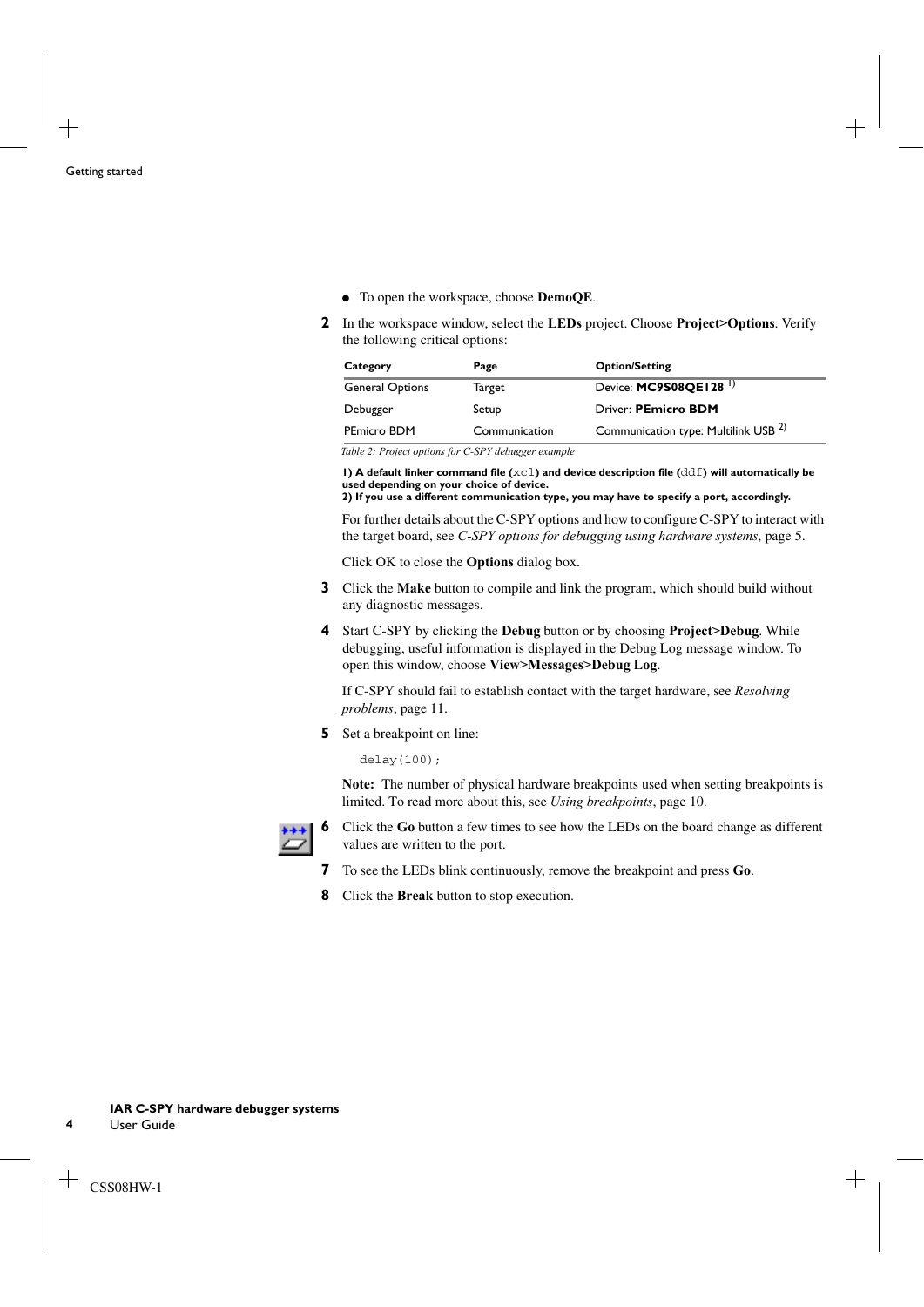- To open the workspace, choose **DemoQE**.

**2** In the workspace window, select the **LEDs** project. Choose **Project>Options**. Verify the following critical options:

| Category | Page | Option/Setting |
|---|---|---|
| General Options | Target | Device: **MC9S08QE128** 1) |
| Debugger | Setup | Driver: **PEmicro BDM** |
| PEmicro BDM | Communication | Communication type: Multilink USB 2) |

*Table 2: Project options for C-SPY debugger example*

**1) A default linker command file (`xcl`) and device description file (`ddf`) will automatically be used depending on your choice of device.**
**2) If you use a different communication type, you may have to specify a port, accordingly.**

For further details about the C-SPY options and how to configure C-SPY to interact with the target board, see *C-SPY options for debugging using hardware systems*, page 5.

Click OK to close the **Options** dialog box.

**3** Click the **Make** button to compile and link the program, which should build without any diagnostic messages.

**4** Start C-SPY by clicking the **Debug** button or by choosing **Project>Debug**. While debugging, useful information is displayed in the Debug Log message window. To open this window, choose **View>Messages>Debug Log**.

If C-SPY should fail to establish contact with the target hardware, see *Resolving problems*, page 11.

**5** Set a breakpoint on line:

```
delay(100);
```

**Note:** The number of physical hardware breakpoints used when setting breakpoints is limited. To read more about this, see *Using breakpoints*, page 10.

**6** Click the **Go** button a few times to see how the LEDs on the board change as different values are written to the port.

**7** To see the LEDs blink continuously, remove the breakpoint and press **Go**.

**8** Click the **Break** button to stop execution.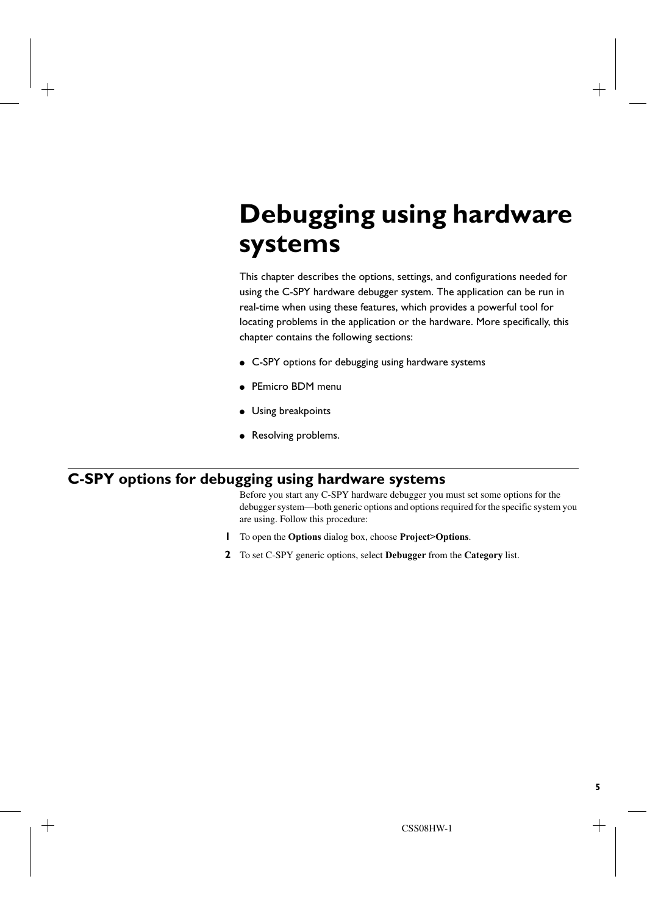# Debugging using hardware systems

This chapter describes the options, settings, and configurations needed for using the C-SPY hardware debugger system. The application can be run in real-time when using these features, which provides a powerful tool for locating problems in the application or the hardware. More specifically, this chapter contains the following sections:

- C-SPY options for debugging using hardware systems
- PEmicro BDM menu
- Using breakpoints
- Resolving problems.

## C-SPY options for debugging using hardware systems

Before you start any C-SPY hardware debugger you must set some options for the debugger system—both generic options and options required for the specific system you are using. Follow this procedure:

1. To open the **Options** dialog box, choose **Project>Options**.
2. To set C-SPY generic options, select **Debugger** from the **Category** list.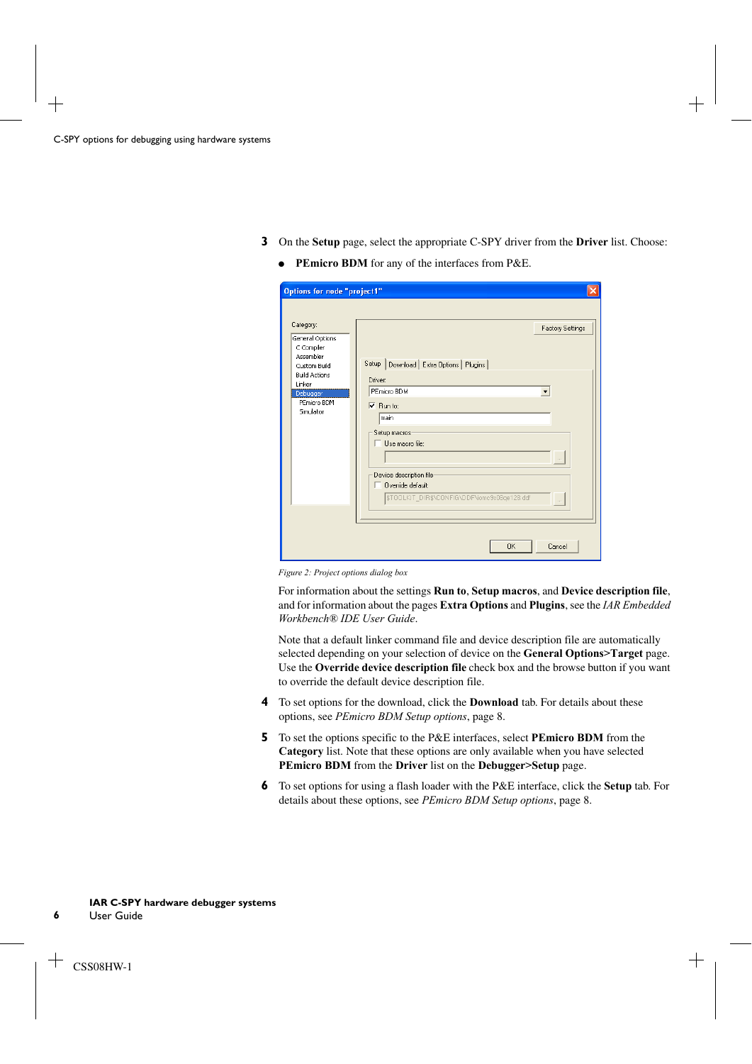3. On the **Setup** page, select the appropriate C-SPY driver from the **Driver** list. Choose:
   - **PEmicro BDM** for any of the interfaces from P&E.

*Figure 2: Project options dialog box*

For information about the settings **Run to**, **Setup macros**, and **Device description file**, and for information about the pages **Extra Options** and **Plugins**, see the *IAR Embedded Workbench® IDE User Guide*.

Note that a default linker command file and device description file are automatically selected depending on your selection of device on the **General Options>Target** page. Use the **Override device description file** check box and the browse button if you want to override the default device description file.

4. To set options for the download, click the **Download** tab. For details about these options, see *PEmicro BDM Setup options*, page 8.

5. To set the options specific to the P&E interfaces, select **PEmicro BDM** from the **Category** list. Note that these options are only available when you have selected **PEmicro BDM** from the **Driver** list on the **Debugger>Setup** page.

6. To set options for using a flash loader with the P&E interface, click the **Setup** tab. For details about these options, see *PEmicro BDM Setup options*, page 8.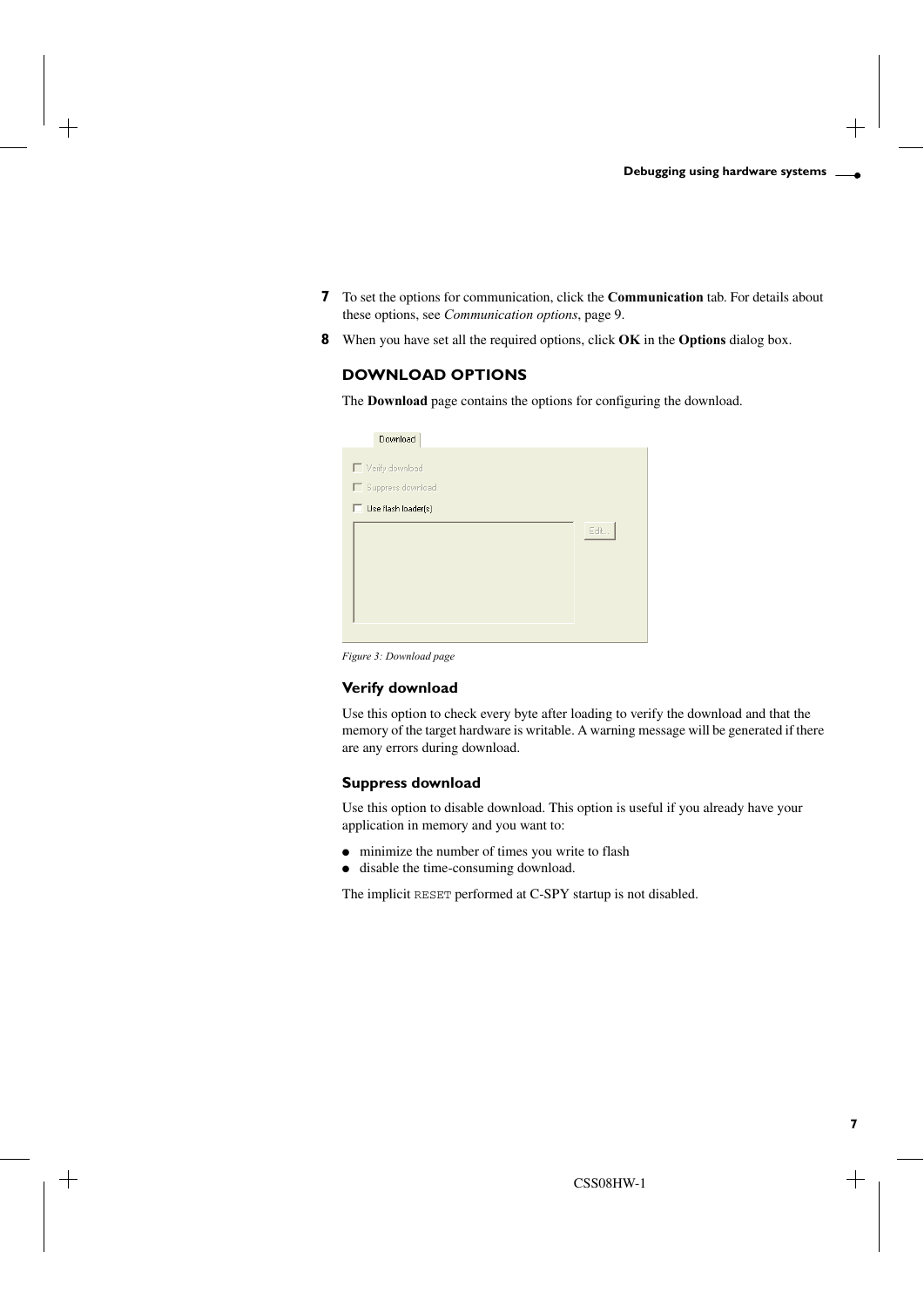**7** To set the options for communication, click the **Communication** tab. For details about these options, see *Communication options*, page 9.

**8** When you have set all the required options, click **OK** in the **Options** dialog box.

## DOWNLOAD OPTIONS

The **Download** page contains the options for configuring the download.

*Figure 3: Download page*

### Verify download

Use this option to check every byte after loading to verify the download and that the memory of the target hardware is writable. A warning message will be generated if there are any errors during download.

### Suppress download

Use this option to disable download. This option is useful if you already have your application in memory and you want to:

- minimize the number of times you write to flash
- disable the time-consuming download.

The implicit `RESET` performed at C-SPY startup is not disabled.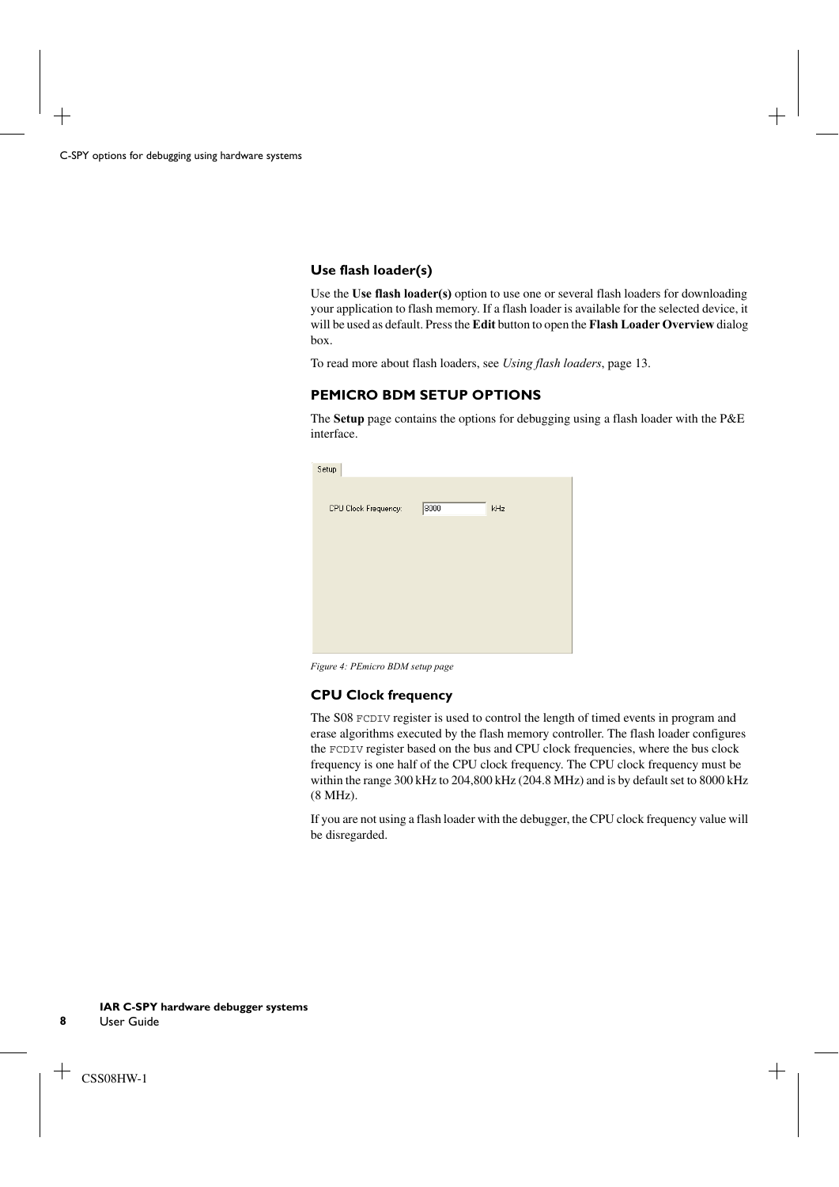### Use flash loader(s)

Use the **Use flash loader(s)** option to use one or several flash loaders for downloading your application to flash memory. If a flash loader is available for the selected device, it will be used as default. Press the **Edit** button to open the **Flash Loader Overview** dialog box.

To read more about flash loaders, see *Using flash loaders*, page 13.

## PEMICRO BDM SETUP OPTIONS

The **Setup** page contains the options for debugging using a flash loader with the P&E interface.

*Figure 4: PEmicro BDM setup page*

### CPU Clock frequency

The S08 `FCDIV` register is used to control the length of timed events in program and erase algorithms executed by the flash memory controller. The flash loader configures the `FCDIV` register based on the bus and CPU clock frequencies, where the bus clock frequency is one half of the CPU clock frequency. The CPU clock frequency must be within the range 300 kHz to 204,800 kHz (204.8 MHz) and is by default set to 8000 kHz (8 MHz).

If you are not using a flash loader with the debugger, the CPU clock frequency value will be disregarded.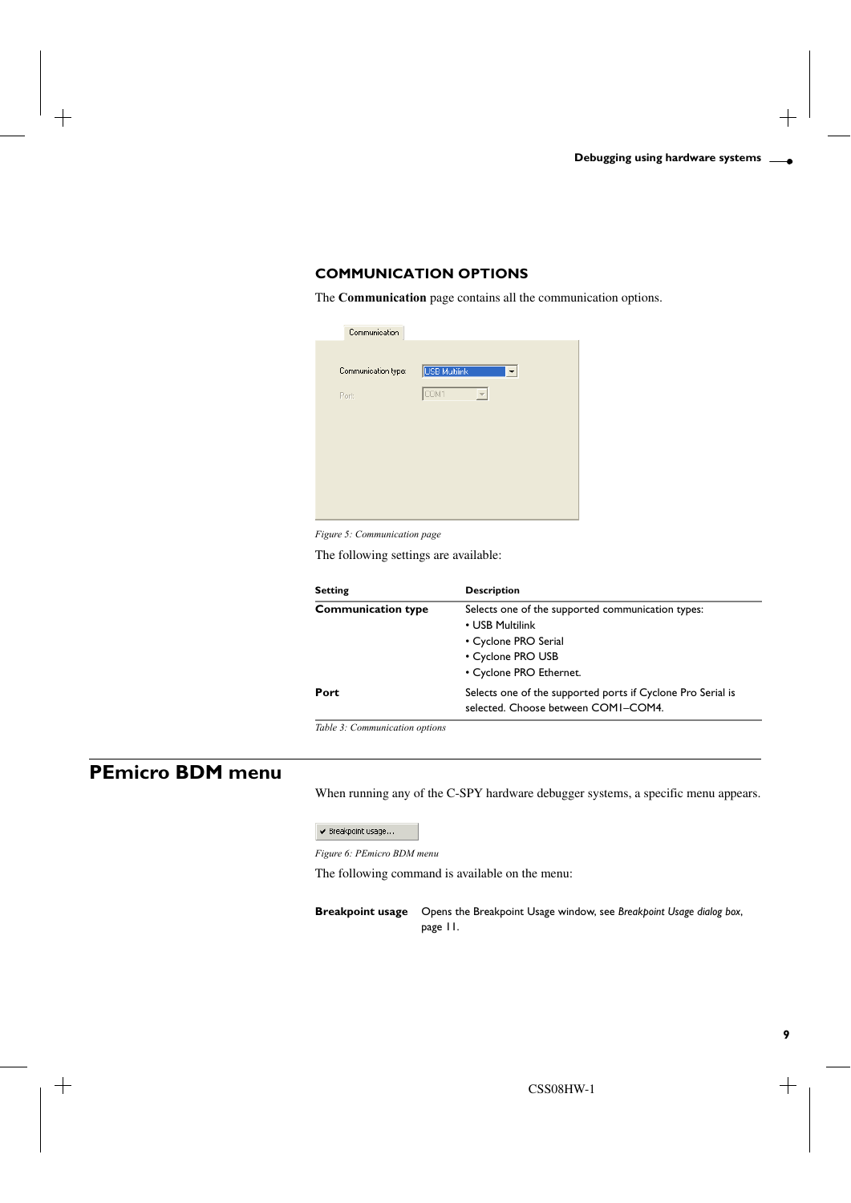### COMMUNICATION OPTIONS

The **Communication** page contains all the communication options.

*Figure 5: Communication page*

The following settings are available:

| Setting | Description |
| --- | --- |
| **Communication type** | Selects one of the supported communication types:<br>• USB Multilink<br>• Cyclone PRO Serial<br>• Cyclone PRO USB<br>• Cyclone PRO Ethernet. |
| **Port** | Selects one of the supported ports if Cyclone Pro Serial is selected. Choose between COM1–COM4. |

*Table 3: Communication options*

## PEmicro BDM menu

When running any of the C-SPY hardware debugger systems, a specific menu appears.

*Figure 6: PEmicro BDM menu*

The following command is available on the menu:

**Breakpoint usage** Opens the Breakpoint Usage window, see *Breakpoint Usage dialog box*, page 11.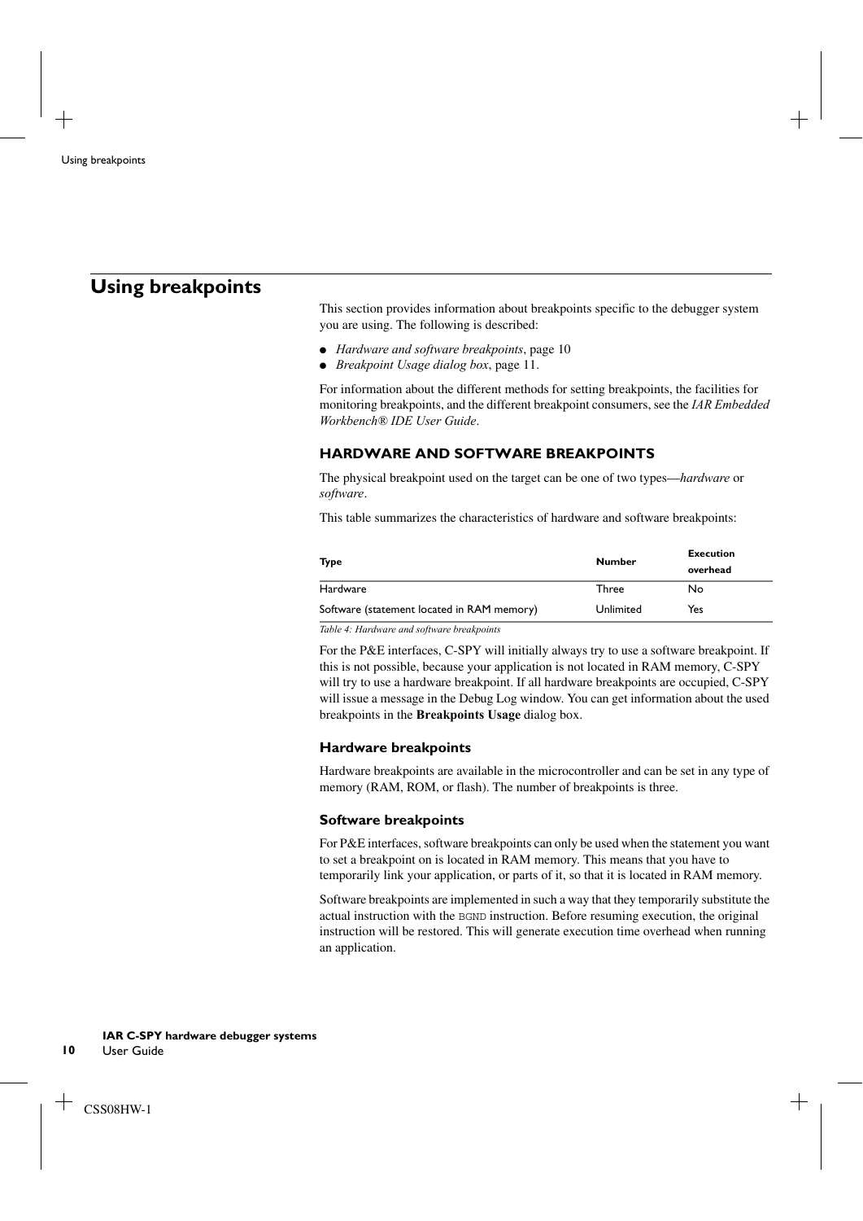## Using breakpoints

This section provides information about breakpoints specific to the debugger system you are using. The following is described:

- *Hardware and software breakpoints*, page 10
- *Breakpoint Usage dialog box*, page 11.

For information about the different methods for setting breakpoints, the facilities for monitoring breakpoints, and the different breakpoint consumers, see the *IAR Embedded Workbench® IDE User Guide*.

### HARDWARE AND SOFTWARE BREAKPOINTS

The physical breakpoint used on the target can be one of two types—*hardware* or *software*.

This table summarizes the characteristics of hardware and software breakpoints:

| Type | Number | Execution overhead |
|---|---|---|
| Hardware | Three | No |
| Software (statement located in RAM memory) | Unlimited | Yes |

*Table 4: Hardware and software breakpoints*

For the P&E interfaces, C-SPY will initially always try to use a software breakpoint. If this is not possible, because your application is not located in RAM memory, C-SPY will try to use a hardware breakpoint. If all hardware breakpoints are occupied, C-SPY will issue a message in the Debug Log window. You can get information about the used breakpoints in the **Breakpoints Usage** dialog box.

#### Hardware breakpoints

Hardware breakpoints are available in the microcontroller and can be set in any type of memory (RAM, ROM, or flash). The number of breakpoints is three.

#### Software breakpoints

For P&E interfaces, software breakpoints can only be used when the statement you want to set a breakpoint on is located in RAM memory. This means that you have to temporarily link your application, or parts of it, so that it is located in RAM memory.

Software breakpoints are implemented in such a way that they temporarily substitute the actual instruction with the `BGND` instruction. Before resuming execution, the original instruction will be restored. This will generate execution time overhead when running an application.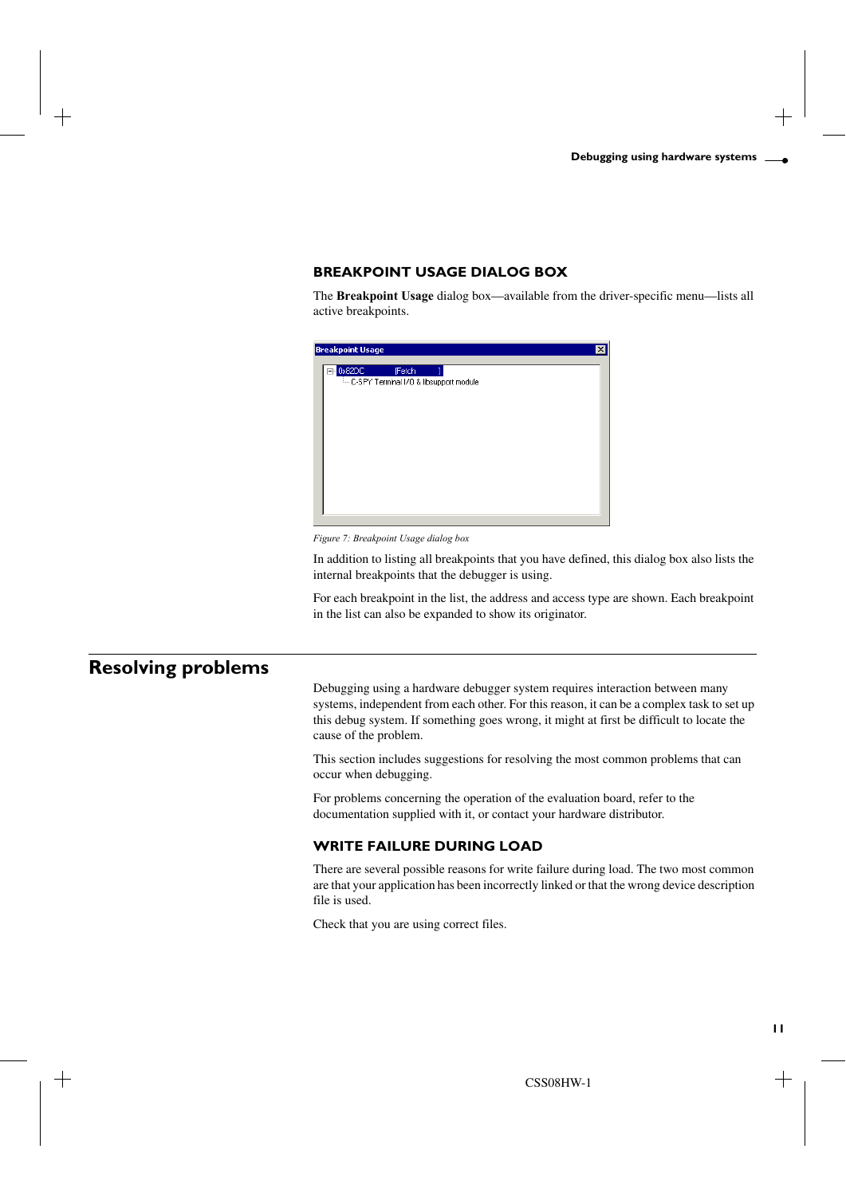### BREAKPOINT USAGE DIALOG BOX

The **Breakpoint Usage** dialog box—available from the driver-specific menu—lists all active breakpoints.

*Figure 7: Breakpoint Usage dialog box*

In addition to listing all breakpoints that you have defined, this dialog box also lists the internal breakpoints that the debugger is using.

For each breakpoint in the list, the address and access type are shown. Each breakpoint in the list can also be expanded to show its originator.

## Resolving problems

Debugging using a hardware debugger system requires interaction between many systems, independent from each other. For this reason, it can be a complex task to set up this debug system. If something goes wrong, it might at first be difficult to locate the cause of the problem.

This section includes suggestions for resolving the most common problems that can occur when debugging.

For problems concerning the operation of the evaluation board, refer to the documentation supplied with it, or contact your hardware distributor.

### WRITE FAILURE DURING LOAD

There are several possible reasons for write failure during load. The two most common are that your application has been incorrectly linked or that the wrong device description file is used.

Check that you are using correct files.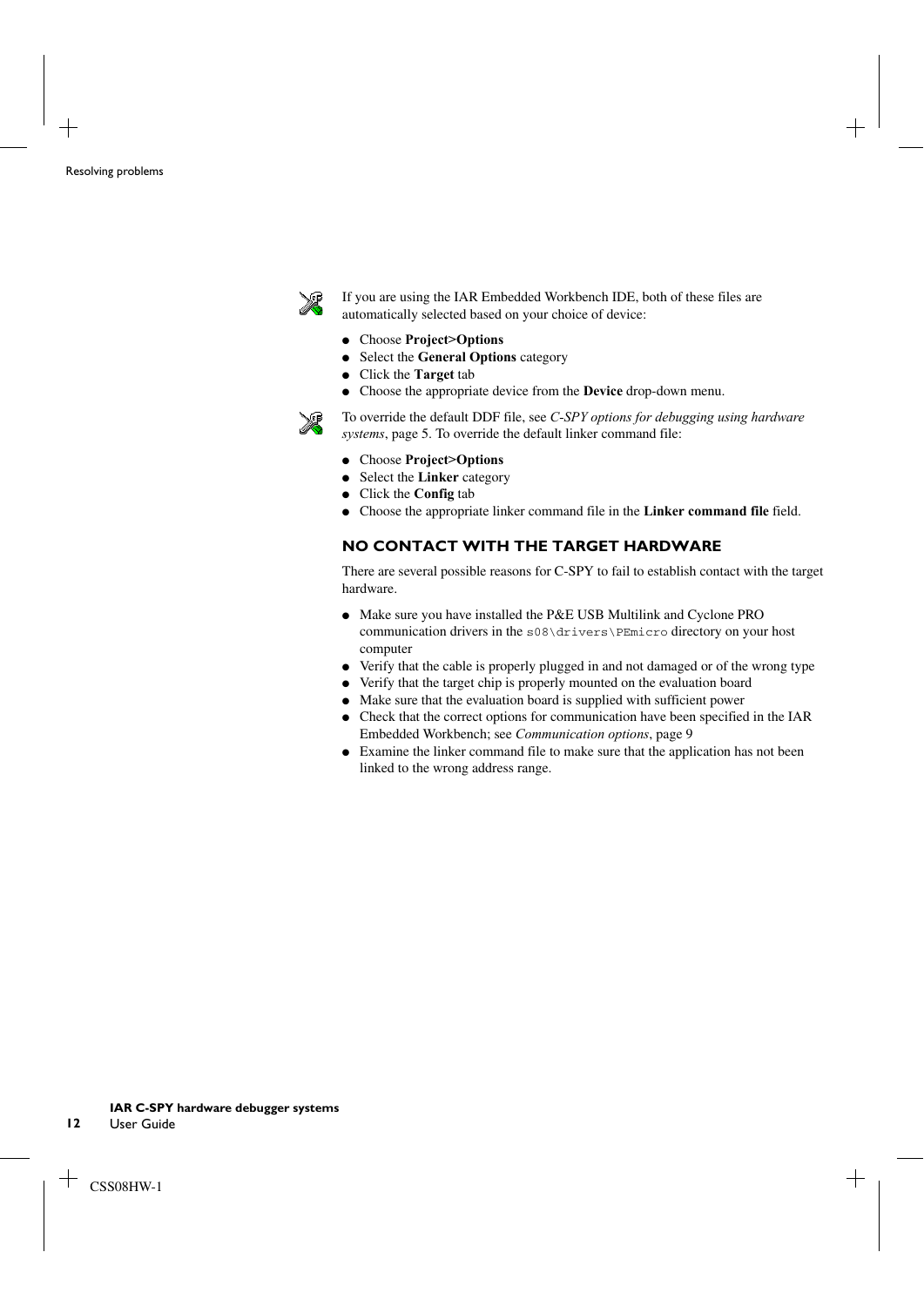If you are using the IAR Embedded Workbench IDE, both of these files are automatically selected based on your choice of device:

- Choose **Project>Options**
- Select the **General Options** category
- Click the **Target** tab
- Choose the appropriate device from the **Device** drop-down menu.

To override the default DDF file, see *C-SPY options for debugging using hardware systems*, page 5. To override the default linker command file:

- Choose **Project>Options**
- Select the **Linker** category
- Click the **Config** tab
- Choose the appropriate linker command file in the **Linker command file** field.

### NO CONTACT WITH THE TARGET HARDWARE

There are several possible reasons for C-SPY to fail to establish contact with the target hardware.

- Make sure you have installed the P&E USB Multilink and Cyclone PRO communication drivers in the `s08\drivers\PEmicro` directory on your host computer
- Verify that the cable is properly plugged in and not damaged or of the wrong type
- Verify that the target chip is properly mounted on the evaluation board
- Make sure that the evaluation board is supplied with sufficient power
- Check that the correct options for communication have been specified in the IAR Embedded Workbench; see *Communication options*, page 9
- Examine the linker command file to make sure that the application has not been linked to the wrong address range.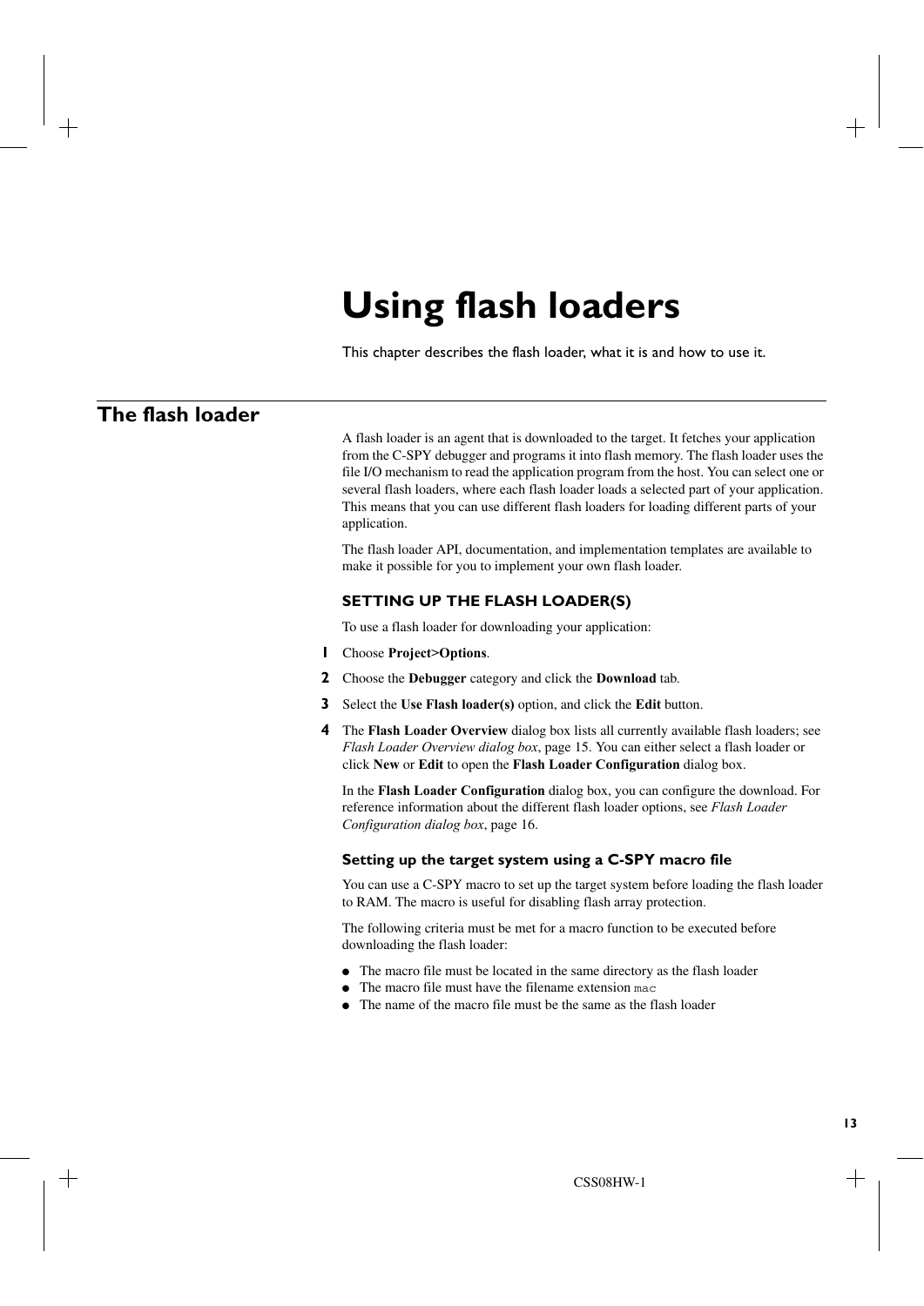# Using flash loaders

This chapter describes the flash loader, what it is and how to use it.

## The flash loader

A flash loader is an agent that is downloaded to the target. It fetches your application from the C-SPY debugger and programs it into flash memory. The flash loader uses the file I/O mechanism to read the application program from the host. You can select one or several flash loaders, where each flash loader loads a selected part of your application. This means that you can use different flash loaders for loading different parts of your application.

The flash loader API, documentation, and implementation templates are available to make it possible for you to implement your own flash loader.

### SETTING UP THE FLASH LOADER(S)

To use a flash loader for downloading your application:

1. Choose **Project>Options**.
2. Choose the **Debugger** category and click the **Download** tab.
3. Select the **Use Flash loader(s)** option, and click the **Edit** button.
4. The **Flash Loader Overview** dialog box lists all currently available flash loaders; see *Flash Loader Overview dialog box*, page 15. You can either select a flash loader or click **New** or **Edit** to open the **Flash Loader Configuration** dialog box.

   In the **Flash Loader Configuration** dialog box, you can configure the download. For reference information about the different flash loader options, see *Flash Loader Configuration dialog box*, page 16.

#### Setting up the target system using a C-SPY macro file

You can use a C-SPY macro to set up the target system before loading the flash loader to RAM. The macro is useful for disabling flash array protection.

The following criteria must be met for a macro function to be executed before downloading the flash loader:

- The macro file must be located in the same directory as the flash loader
- The macro file must have the filename extension `mac`
- The name of the macro file must be the same as the flash loader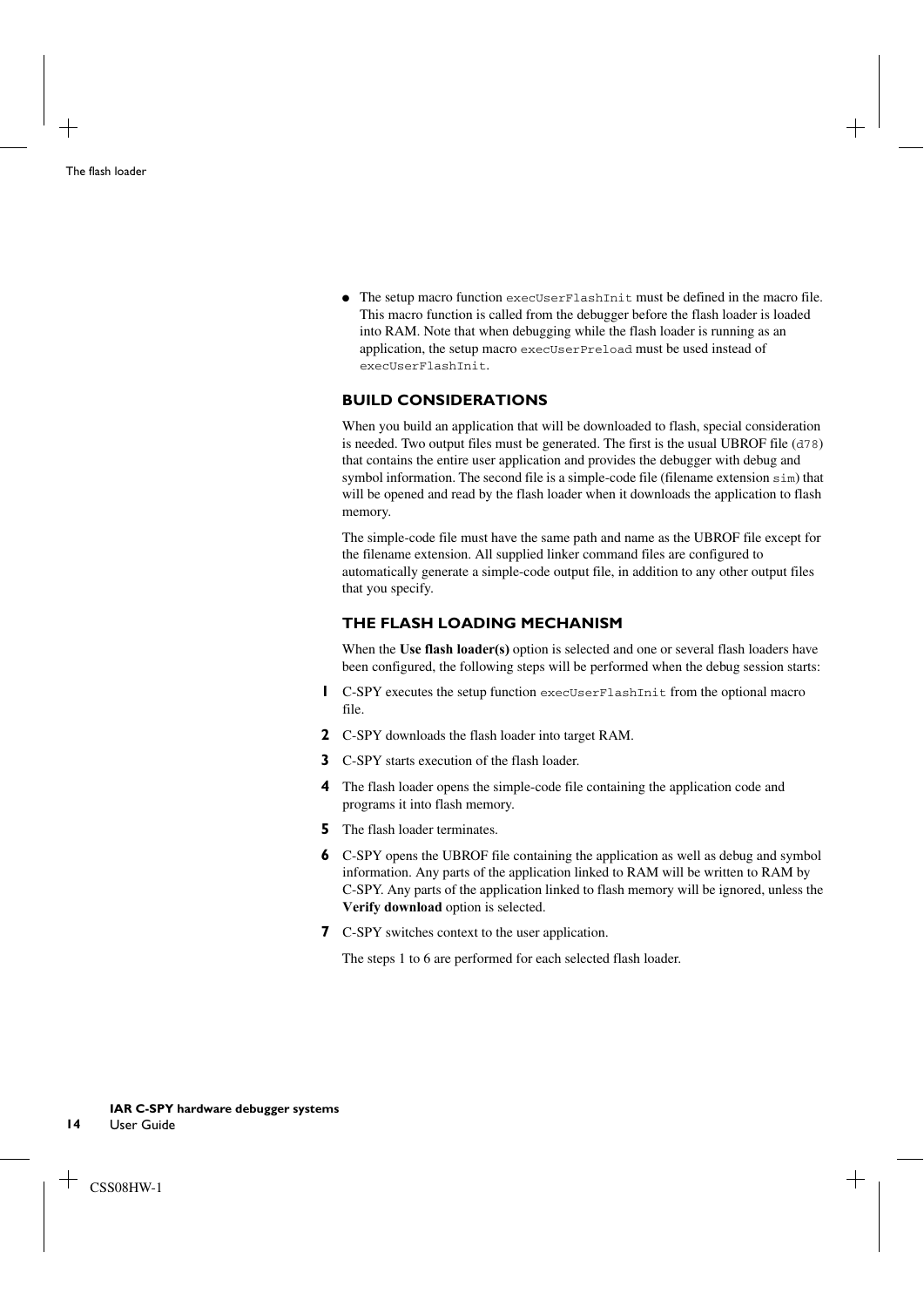- The setup macro function `execUserFlashInit` must be defined in the macro file. This macro function is called from the debugger before the flash loader is loaded into RAM. Note that when debugging while the flash loader is running as an application, the setup macro `execUserPreload` must be used instead of `execUserFlashInit`.

### BUILD CONSIDERATIONS

When you build an application that will be downloaded to flash, special consideration is needed. Two output files must be generated. The first is the usual UBROF file (`d78`) that contains the entire user application and provides the debugger with debug and symbol information. The second file is a simple-code file (filename extension `sim`) that will be opened and read by the flash loader when it downloads the application to flash memory.

The simple-code file must have the same path and name as the UBROF file except for the filename extension. All supplied linker command files are configured to automatically generate a simple-code output file, in addition to any other output files that you specify.

### THE FLASH LOADING MECHANISM

When the **Use flash loader(s)** option is selected and one or several flash loaders have been configured, the following steps will be performed when the debug session starts:

1. C-SPY executes the setup function `execUserFlashInit` from the optional macro file.
2. C-SPY downloads the flash loader into target RAM.
3. C-SPY starts execution of the flash loader.
4. The flash loader opens the simple-code file containing the application code and programs it into flash memory.
5. The flash loader terminates.
6. C-SPY opens the UBROF file containing the application as well as debug and symbol information. Any parts of the application linked to RAM will be written to RAM by C-SPY. Any parts of the application linked to flash memory will be ignored, unless the **Verify download** option is selected.
7. C-SPY switches context to the user application.

The steps 1 to 6 are performed for each selected flash loader.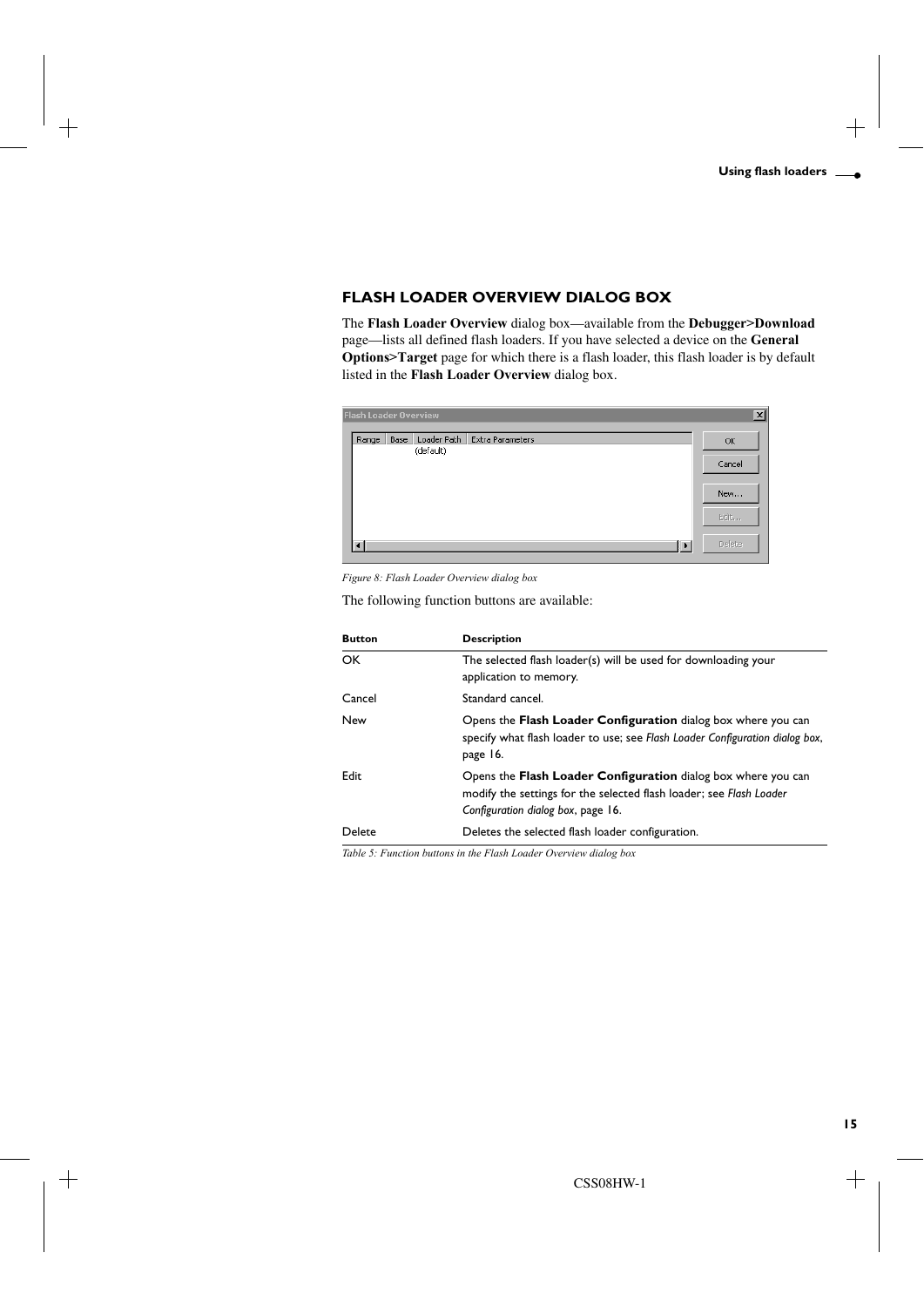## FLASH LOADER OVERVIEW DIALOG BOX

The **Flash Loader Overview** dialog box—available from the **Debugger>Download** page—lists all defined flash loaders. If you have selected a device on the **General Options>Target** page for which there is a flash loader, this flash loader is by default listed in the **Flash Loader Overview** dialog box.

*Figure 8: Flash Loader Overview dialog box*

The following function buttons are available:

| Button | Description |
|---|---|
| OK | The selected flash loader(s) will be used for downloading your application to memory. |
| Cancel | Standard cancel. |
| New | Opens the **Flash Loader Configuration** dialog box where you can specify what flash loader to use; see *Flash Loader Configuration dialog box*, page 16. |
| Edit | Opens the **Flash Loader Configuration** dialog box where you can modify the settings for the selected flash loader; see *Flash Loader Configuration dialog box*, page 16. |
| Delete | Deletes the selected flash loader configuration. |

*Table 5: Function buttons in the Flash Loader Overview dialog box*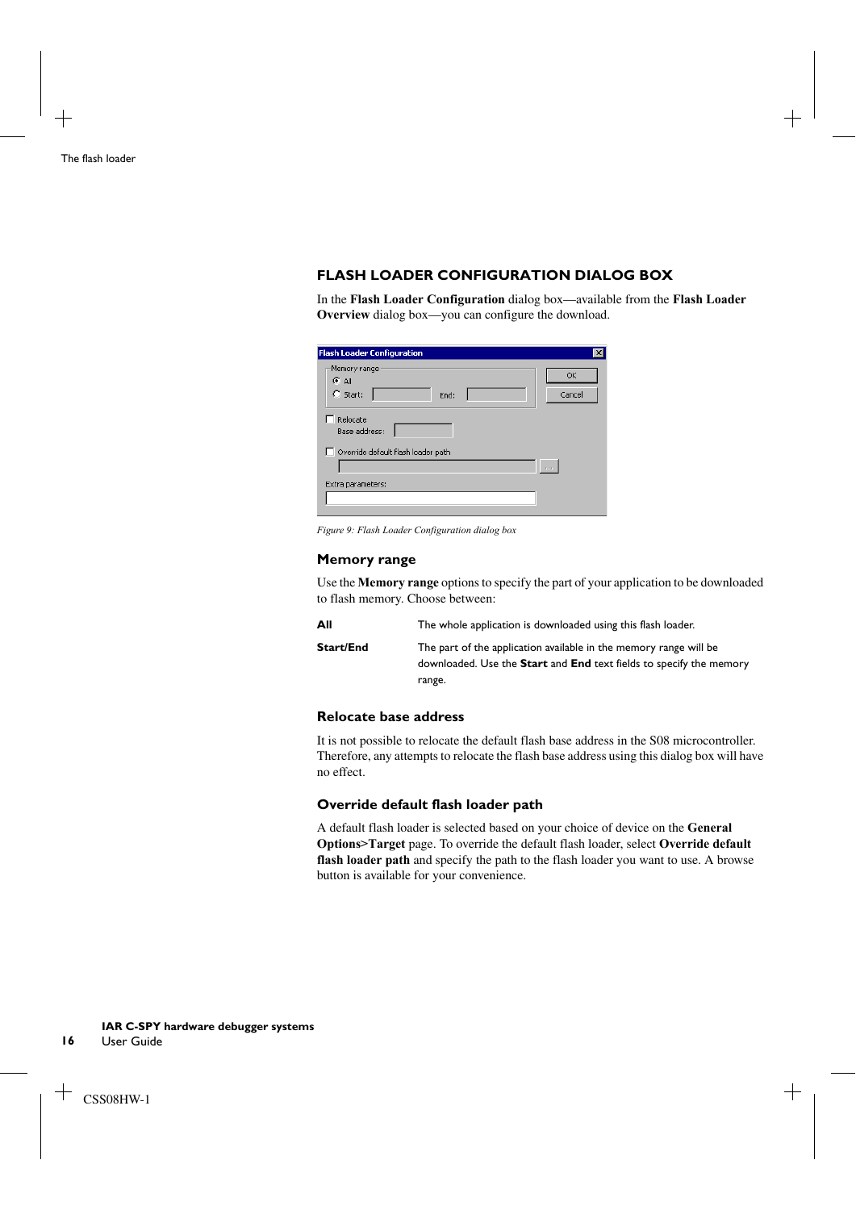## FLASH LOADER CONFIGURATION DIALOG BOX

In the **Flash Loader Configuration** dialog box—available from the **Flash Loader Overview** dialog box—you can configure the download.

*Figure 9: Flash Loader Configuration dialog box*

### Memory range

Use the **Memory range** options to specify the part of your application to be downloaded to flash memory. Choose between:

| | |
|---|---|
| **All** | The whole application is downloaded using this flash loader. |
| **Start/End** | The part of the application available in the memory range will be downloaded. Use the **Start** and **End** text fields to specify the memory range. |

### Relocate base address

It is not possible to relocate the default flash base address in the S08 microcontroller. Therefore, any attempts to relocate the flash base address using this dialog box will have no effect.

### Override default flash loader path

A default flash loader is selected based on your choice of device on the **General Options>Target** page. To override the default flash loader, select **Override default flash loader path** and specify the path to the flash loader you want to use. A browse button is available for your convenience.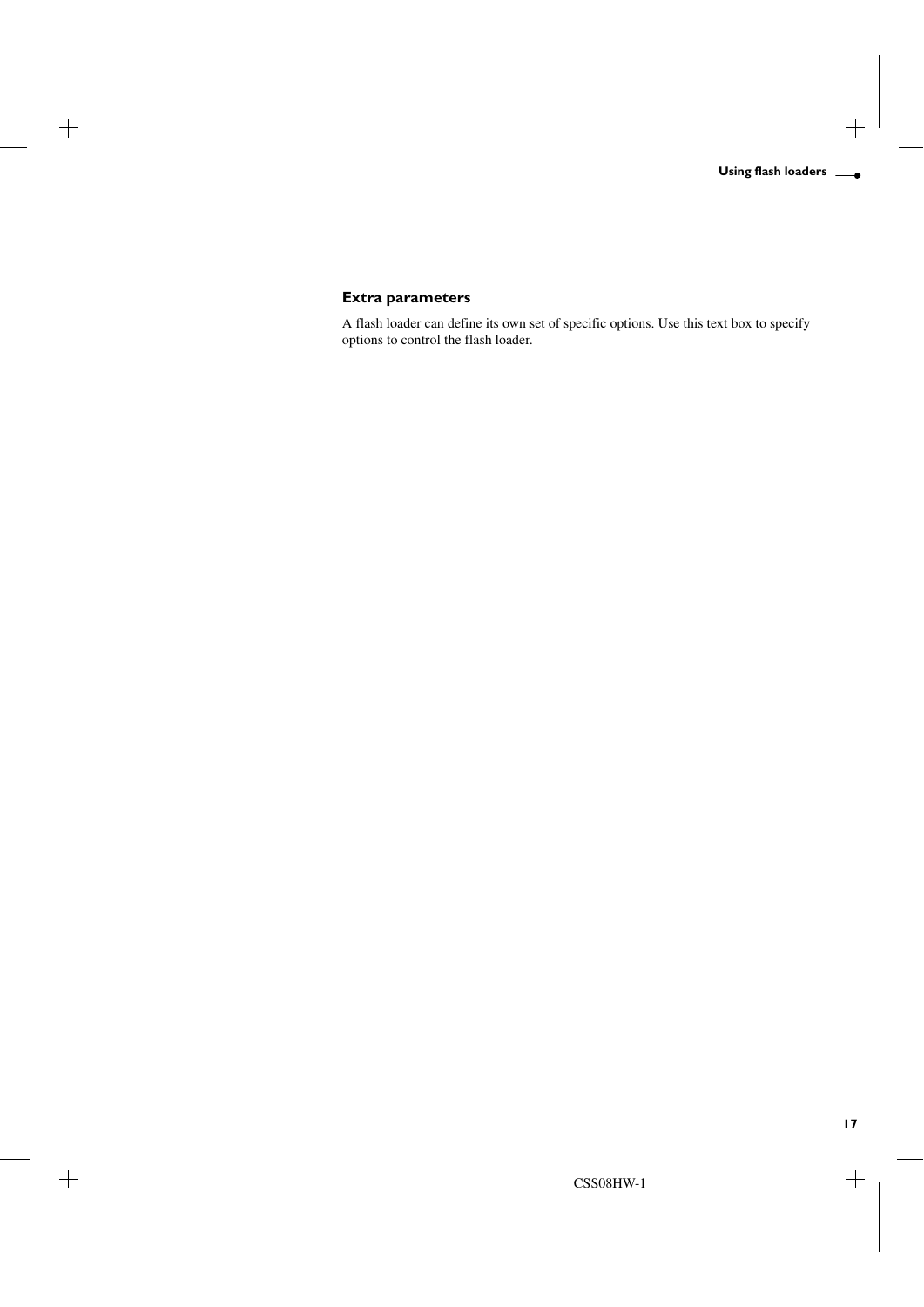### Extra parameters

A flash loader can define its own set of specific options. Use this text box to specify options to control the flash loader.